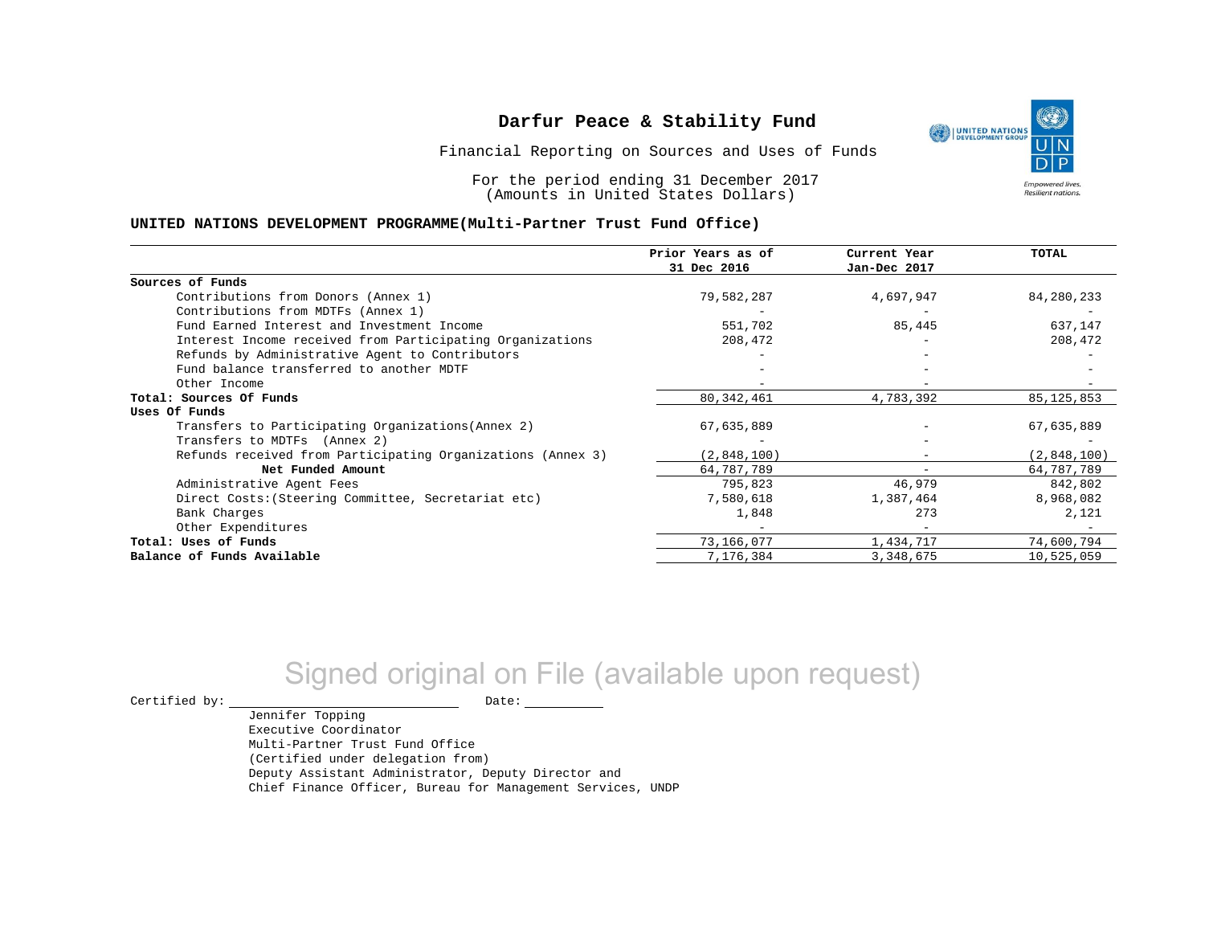# Darfur Peace & Stability Fund

Financial Reporting on Sources and Uses of Funds

For the period ending 31 December 2017
(Amounts in United States Dollars)

**UNITED NATIONS DEVELOPMENT PROGRAMME(Multi-Partner Trust Fund Office)**

| | Prior Years as of 31 Dec 2016 | Current Year Jan-Dec 2017 | TOTAL |
|---|---|---|---|
| **Sources of Funds** | | | |
| Contributions from Donors (Annex 1) | 79,582,287 | 4,697,947 | 84,280,233 |
| Contributions from MDTFs (Annex 1) | - | - | - |
| Fund Earned Interest and Investment Income | 551,702 | 85,445 | 637,147 |
| Interest Income received from Participating Organizations | 208,472 | - | 208,472 |
| Refunds by Administrative Agent to Contributors | - | - | - |
| Fund balance transferred to another MDTF | - | - | - |
| Other Income | - | - | - |
| **Total: Sources Of Funds** | 80,342,461 | 4,783,392 | 85,125,853 |
| **Uses Of Funds** | | | |
| Transfers to Participating Organizations(Annex 2) | 67,635,889 | - | 67,635,889 |
| Transfers to MDTFs (Annex 2) | - | - | - |
| Refunds received from Participating Organizations (Annex 3) | (2,848,100) | - | (2,848,100) |
| **Net Funded Amount** | 64,787,789 | - | 64,787,789 |
| Administrative Agent Fees | 795,823 | 46,979 | 842,802 |
| Direct Costs:(Steering Committee, Secretariat etc) | 7,580,618 | 1,387,464 | 8,968,082 |
| Bank Charges | 1,848 | 273 | 2,121 |
| Other Expenditures | - | - | - |
| **Total: Uses of Funds** | 73,166,077 | 1,434,717 | 74,600,794 |
| **Balance of Funds Available** | 7,176,384 | 3,348,675 | 10,525,059 |

Signed original on File (available upon request)

Certified by: ____________________ Date: __________

Jennifer Topping
Executive Coordinator
Multi-Partner Trust Fund Office
(Certified under delegation from)
Deputy Assistant Administrator, Deputy Director and
Chief Finance Officer, Bureau for Management Services, UNDP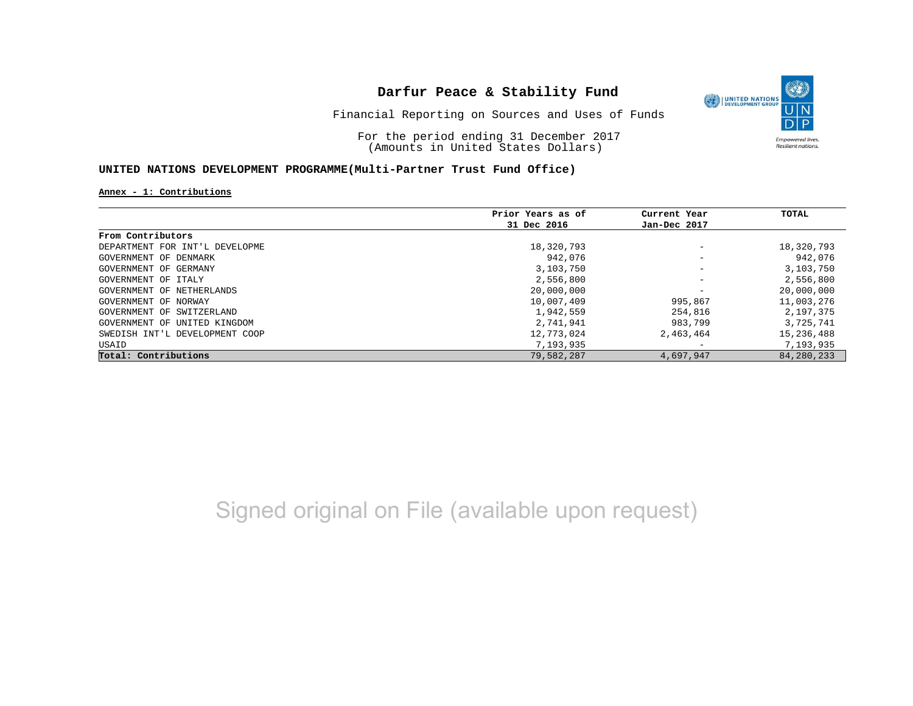# Darfur Peace & Stability Fund

Financial Reporting on Sources and Uses of Funds

For the period ending 31 December 2017
(Amounts in United States Dollars)

## UNITED NATIONS DEVELOPMENT PROGRAMME(Multi-Partner Trust Fund Office)

**Annex - 1: Contributions**

| | Prior Years as of 31 Dec 2016 | Current Year Jan-Dec 2017 | TOTAL |
|---|---|---|---|
| **From Contributors** | | | |
| DEPARTMENT FOR INT'L DEVELOPME | 18,320,793 | - | 18,320,793 |
| GOVERNMENT OF DENMARK | 942,076 | - | 942,076 |
| GOVERNMENT OF GERMANY | 3,103,750 | - | 3,103,750 |
| GOVERNMENT OF ITALY | 2,556,800 | - | 2,556,800 |
| GOVERNMENT OF NETHERLANDS | 20,000,000 | - | 20,000,000 |
| GOVERNMENT OF NORWAY | 10,007,409 | 995,867 | 11,003,276 |
| GOVERNMENT OF SWITZERLAND | 1,942,559 | 254,816 | 2,197,375 |
| GOVERNMENT OF UNITED KINGDOM | 2,741,941 | 983,799 | 3,725,741 |
| SWEDISH INT'L DEVELOPMENT COOP | 12,773,024 | 2,463,464 | 15,236,488 |
| USAID | 7,193,935 | - | 7,193,935 |
| **Total: Contributions** | 79,582,287 | 4,697,947 | 84,280,233 |

Signed original on File (available upon request)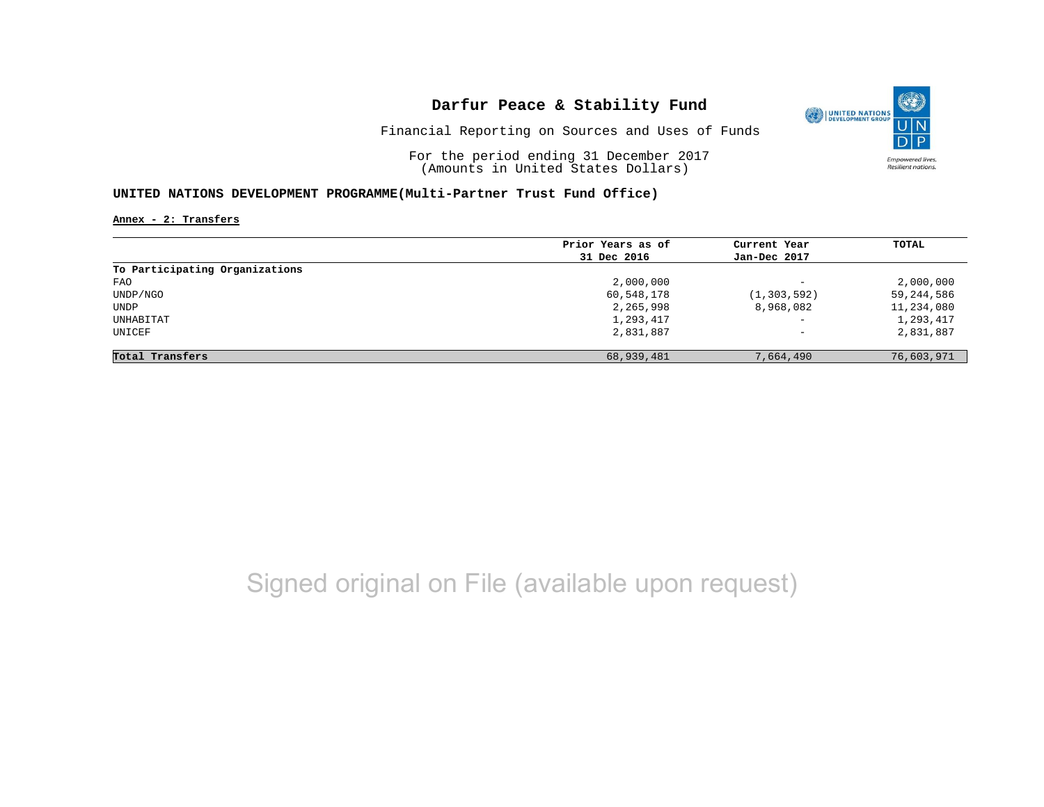# Darfur Peace & Stability Fund

Financial Reporting on Sources and Uses of Funds

For the period ending 31 December 2017
(Amounts in United States Dollars)

**UNITED NATIONS DEVELOPMENT PROGRAMME(Multi-Partner Trust Fund Office)**

Annex - 2: Transfers

| | Prior Years as of 31 Dec 2016 | Current Year Jan-Dec 2017 | TOTAL |
|---|---|---|---|
| **To Participating Organizations** | | | |
| FAO | 2,000,000 | - | 2,000,000 |
| UNDP/NGO | 60,548,178 | (1,303,592) | 59,244,586 |
| UNDP | 2,265,998 | 8,968,082 | 11,234,080 |
| UNHABITAT | 1,293,417 | - | 1,293,417 |
| UNICEF | 2,831,887 | - | 2,831,887 |
| **Total Transfers** | 68,939,481 | 7,664,490 | 76,603,971 |

Signed original on File (available upon request)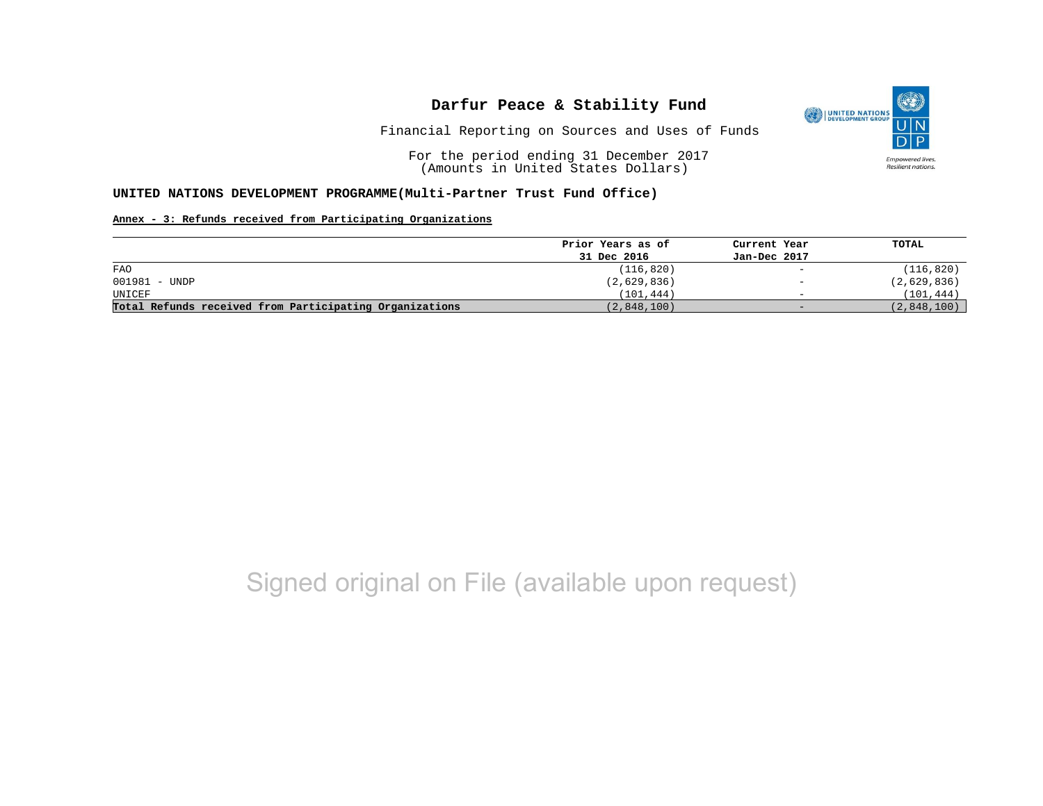# Darfur Peace & Stability Fund

Financial Reporting on Sources and Uses of Funds

For the period ending 31 December 2017
(Amounts in United States Dollars)

## UNITED NATIONS DEVELOPMENT PROGRAMME(Multi-Partner Trust Fund Office)

**Annex - 3: Refunds received from Participating Organizations**

| | Prior Years as of 31 Dec 2016 | Current Year Jan-Dec 2017 | TOTAL |
|---|---|---|---|
| FAO | (116,820) | - | (116,820) |
| 001981 - UNDP | (2,629,836) | - | (2,629,836) |
| UNICEF | (101,444) | - | (101,444) |
| **Total Refunds received from Participating Organizations** | (2,848,100) | - | (2,848,100) |

Signed original on File (available upon request)